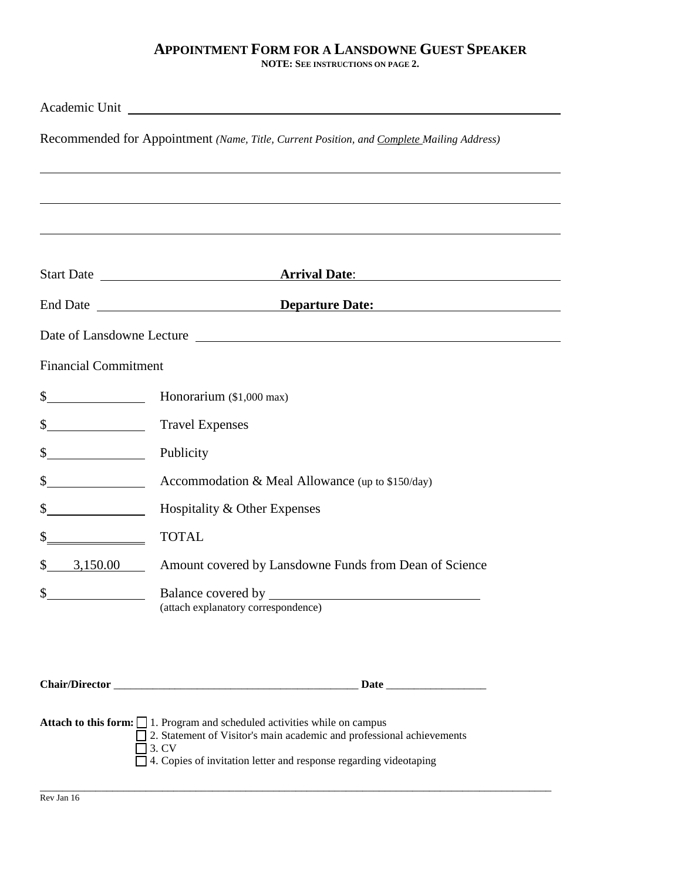# Appointment Form for a Lansdowne Guest Speaker

**NOTE: See instructions on page 2.**

Academic Unit ______________________________________________

Recommended for Appointment *(Name, Title, Current Position, and Complete Mailing Address)*

______________________________________________

______________________________________________

______________________________________________

Start Date ____________________ **Arrival Date**: ____________________

End Date ____________________ **Departure Date:** ____________________

Date of Lansdowne Lecture ______________________________________________

Financial Commitment

| | |
|---|---|
| $ ____________ | Honorarium ($1,000 max) |
| $ ____________ | Travel Expenses |
| $ ____________ | Publicity |
| $ ____________ | Accommodation & Meal Allowance (up to $150/day) |
| $ ____________ | Hospitality & Other Expenses |
| $ ____________ | TOTAL |
| $ 3,150.00 | Amount covered by Lansdowne Funds from Dean of Science |
| $ ____________ | Balance covered by ____________________ (attach explanatory correspondence) |

**Chair/Director** ______________________________________ **Date** __________________

**Attach to this form:**
- ☐ 1. Program and scheduled activities while on campus
- ☐ 2. Statement of Visitor's main academic and professional achievements
- ☐ 3. CV
- ☐ 4. Copies of invitation letter and response regarding videotaping

Rev Jan 16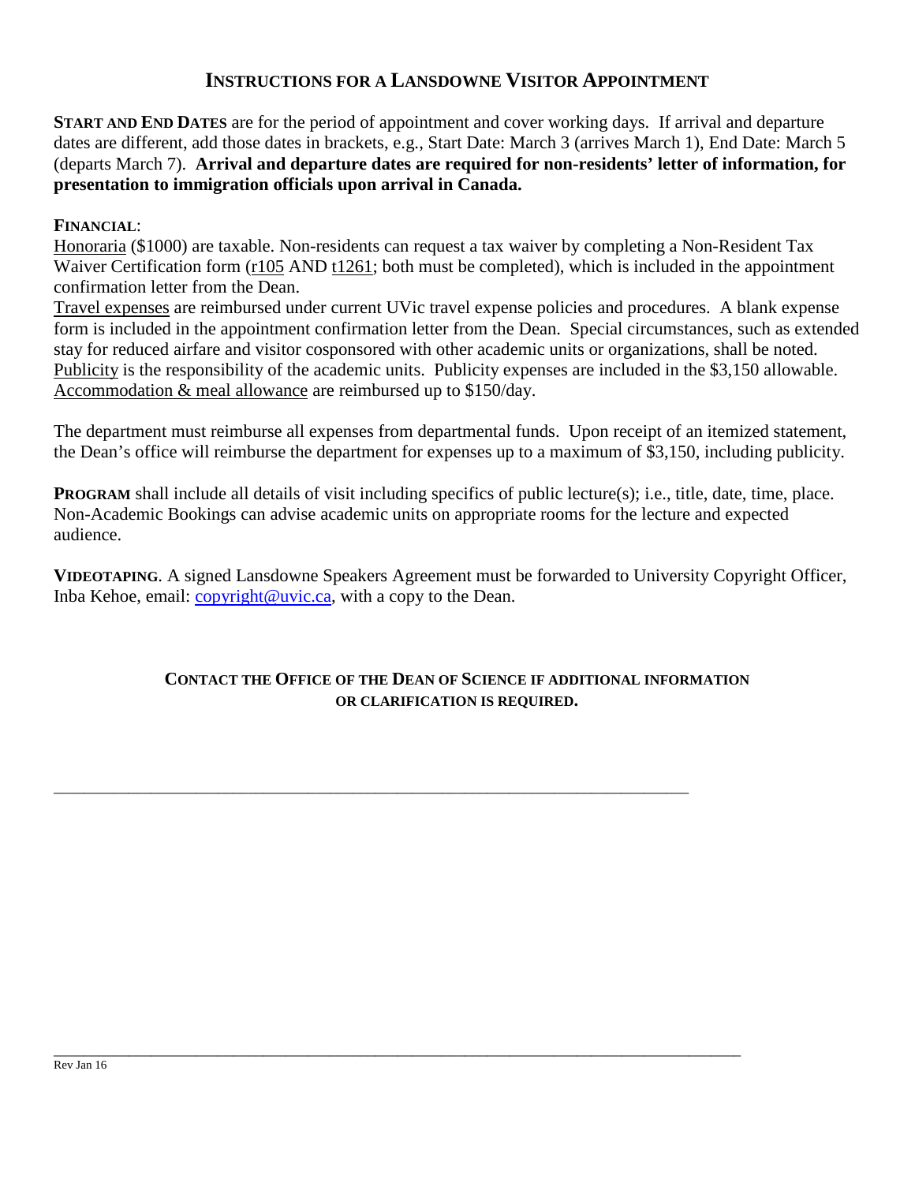# Instructions for a Lansdowne Visitor Appointment

**Start and End Dates** are for the period of appointment and cover working days. If arrival and departure dates are different, add those dates in brackets, e.g., Start Date: March 3 (arrives March 1), End Date: March 5 (departs March 7). **Arrival and departure dates are required for non-residents' letter of information, for presentation to immigration officials upon arrival in Canada.**

**Financial**:

Honoraria ($1000) are taxable. Non-residents can request a tax waiver by completing a Non-Resident Tax Waiver Certification form (r105 AND t1261; both must be completed), which is included in the appointment confirmation letter from the Dean.

Travel expenses are reimbursed under current UVic travel expense policies and procedures. A blank expense form is included in the appointment confirmation letter from the Dean. Special circumstances, such as extended stay for reduced airfare and visitor cosponsored with other academic units or organizations, shall be noted.

Publicity is the responsibility of the academic units. Publicity expenses are included in the $3,150 allowable.

Accommodation & meal allowance are reimbursed up to $150/day.

The department must reimburse all expenses from departmental funds. Upon receipt of an itemized statement, the Dean's office will reimburse the department for expenses up to a maximum of $3,150, including publicity.

**Program** shall include all details of visit including specifics of public lecture(s); i.e., title, date, time, place. Non-Academic Bookings can advise academic units on appropriate rooms for the lecture and expected audience.

**Videotaping**. A signed Lansdowne Speakers Agreement must be forwarded to University Copyright Officer, Inba Kehoe, email: copyright@uvic.ca, with a copy to the Dean.

**Contact the Office of the Dean of Science if additional information or clarification is required.**

Rev Jan 16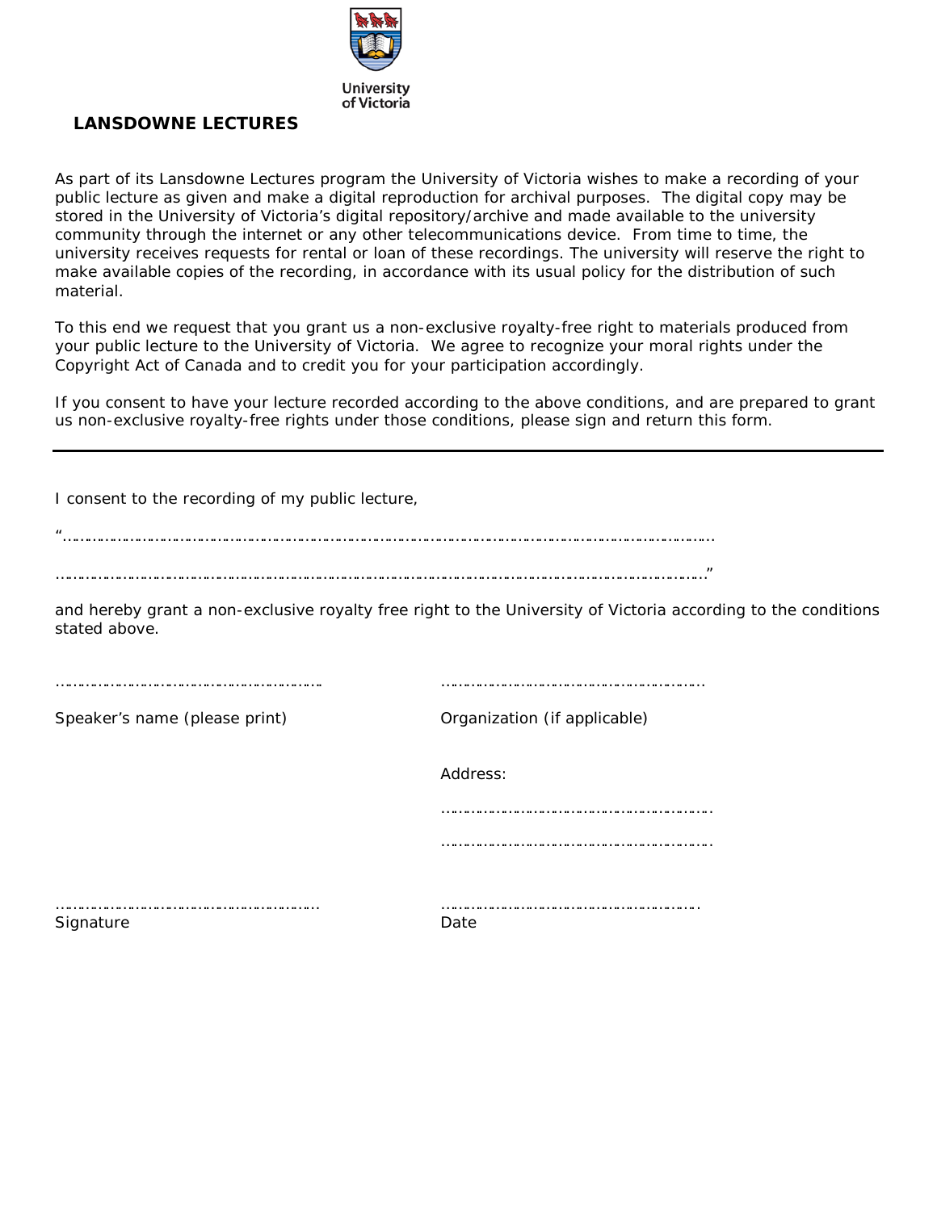University of Victoria

## LANSDOWNE LECTURES

As part of its Lansdowne Lectures program the University of Victoria wishes to make a recording of your public lecture as given and make a digital reproduction for archival purposes. The digital copy may be stored in the University of Victoria's digital repository/archive and made available to the university community through the internet or any other telecommunications device. From time to time, the university receives requests for rental or loan of these recordings. The university will reserve the right to make available copies of the recording, in accordance with its usual policy for the distribution of such material.

To this end we request that you grant us a non-exclusive royalty-free right to materials produced from your public lecture to the University of Victoria. We agree to recognize your moral rights under the Copyright Act of Canada and to credit you for your participation accordingly.

If you consent to have your lecture recorded according to the above conditions, and are prepared to grant us non-exclusive royalty-free rights under those conditions, please sign and return this form.

---

I consent to the recording of my public lecture,

"……………………………………………………………………………………………………………………………

……………………………………………………………………………………………………………………………"

and hereby grant a non-exclusive royalty free right to the University of Victoria according to the conditions stated above.

…………………………………………………… Speaker's name (please print)

…………………………………………………… Organization (if applicable)

Address:

……………………………………………………

……………………………………………………

…………………………………………………… Signature

…………………………………………………… Date